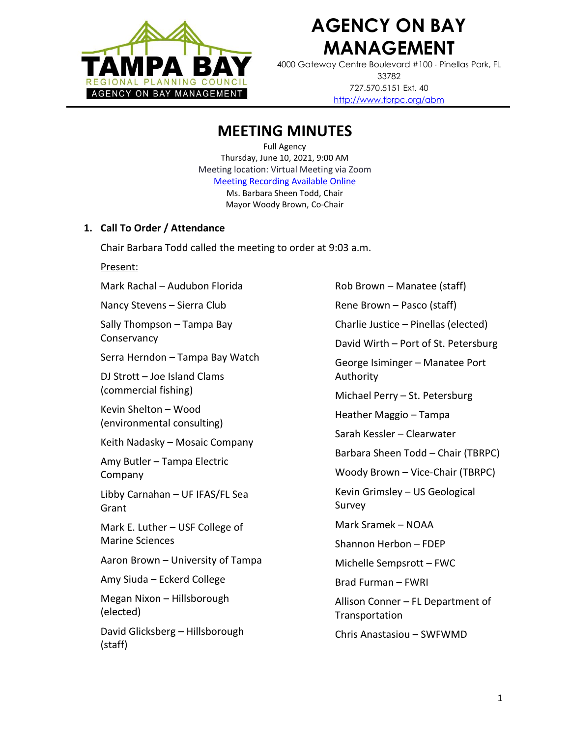# AGENCY ON BAY MANAGEMENT

4000 Gateway Centre Boulevard #100 · Pinellas Park, FL 33782
727.570.5151 Ext. 40
http://www.tbrpc.org/abm

## MEETING MINUTES

Full Agency
Thursday, June 10, 2021, 9:00 AM
Meeting location: Virtual Meeting via Zoom
Meeting Recording Available Online
Ms. Barbara Sheen Todd, Chair
Mayor Woody Brown, Co-Chair

### 1. Call To Order / Attendance

Chair Barbara Todd called the meeting to order at 9:03 a.m.

Present:

Mark Rachal – Audubon Florida

Nancy Stevens – Sierra Club

Sally Thompson – Tampa Bay Conservancy

Serra Herndon – Tampa Bay Watch

DJ Strott – Joe Island Clams (commercial fishing)

Kevin Shelton – Wood (environmental consulting)

Keith Nadasky – Mosaic Company

Amy Butler – Tampa Electric Company

Libby Carnahan – UF IFAS/FL Sea Grant

Mark E. Luther – USF College of Marine Sciences

Aaron Brown – University of Tampa

Amy Siuda – Eckerd College

Megan Nixon – Hillsborough (elected)

David Glicksberg – Hillsborough (staff)

Rob Brown – Manatee (staff)

Rene Brown – Pasco (staff)

Charlie Justice – Pinellas (elected)

David Wirth – Port of St. Petersburg

George Isiminger – Manatee Port Authority

Michael Perry – St. Petersburg

Heather Maggio – Tampa

Sarah Kessler – Clearwater

Barbara Sheen Todd – Chair (TBRPC)

Woody Brown – Vice-Chair (TBRPC)

Kevin Grimsley – US Geological Survey

Mark Sramek – NOAA

Shannon Herbon – FDEP

Michelle Sempsrott – FWC

Brad Furman – FWRI

Allison Conner – FL Department of Transportation

Chris Anastasiou – SWFWMD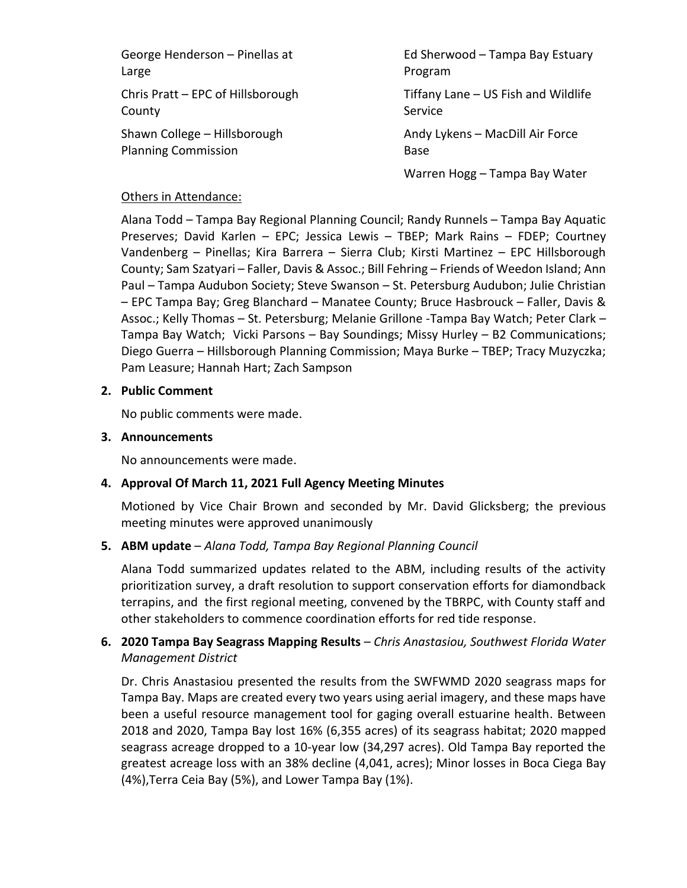George Henderson – Pinellas at Large

Chris Pratt – EPC of Hillsborough County

Shawn College – Hillsborough Planning Commission

Ed Sherwood – Tampa Bay Estuary Program

Tiffany Lane – US Fish and Wildlife Service

Andy Lykens – MacDill Air Force Base

Warren Hogg – Tampa Bay Water

Others in Attendance:

Alana Todd – Tampa Bay Regional Planning Council; Randy Runnels – Tampa Bay Aquatic Preserves; David Karlen – EPC; Jessica Lewis – TBEP; Mark Rains – FDEP; Courtney Vandenberg – Pinellas; Kira Barrera – Sierra Club; Kirsti Martinez – EPC Hillsborough County; Sam Szatyari – Faller, Davis & Assoc.; Bill Fehring – Friends of Weedon Island; Ann Paul – Tampa Audubon Society; Steve Swanson – St. Petersburg Audubon; Julie Christian – EPC Tampa Bay; Greg Blanchard – Manatee County; Bruce Hasbrouck – Faller, Davis & Assoc.; Kelly Thomas – St. Petersburg; Melanie Grillone -Tampa Bay Watch; Peter Clark – Tampa Bay Watch; Vicki Parsons – Bay Soundings; Missy Hurley – B2 Communications; Diego Guerra – Hillsborough Planning Commission; Maya Burke – TBEP; Tracy Muzyczka; Pam Leasure; Hannah Hart; Zach Sampson

**2. Public Comment**

No public comments were made.

**3. Announcements**

No announcements were made.

**4. Approval Of March 11, 2021 Full Agency Meeting Minutes**

Motioned by Vice Chair Brown and seconded by Mr. David Glicksberg; the previous meeting minutes were approved unanimously

**5. ABM update** – *Alana Todd, Tampa Bay Regional Planning Council*

Alana Todd summarized updates related to the ABM, including results of the activity prioritization survey, a draft resolution to support conservation efforts for diamondback terrapins, and the first regional meeting, convened by the TBRPC, with County staff and other stakeholders to commence coordination efforts for red tide response.

**6. 2020 Tampa Bay Seagrass Mapping Results** – *Chris Anastasiou, Southwest Florida Water Management District*

Dr. Chris Anastasiou presented the results from the SWFWMD 2020 seagrass maps for Tampa Bay. Maps are created every two years using aerial imagery, and these maps have been a useful resource management tool for gaging overall estuarine health. Between 2018 and 2020, Tampa Bay lost 16% (6,355 acres) of its seagrass habitat; 2020 mapped seagrass acreage dropped to a 10-year low (34,297 acres). Old Tampa Bay reported the greatest acreage loss with an 38% decline (4,041, acres); Minor losses in Boca Ciega Bay (4%),Terra Ceia Bay (5%), and Lower Tampa Bay (1%).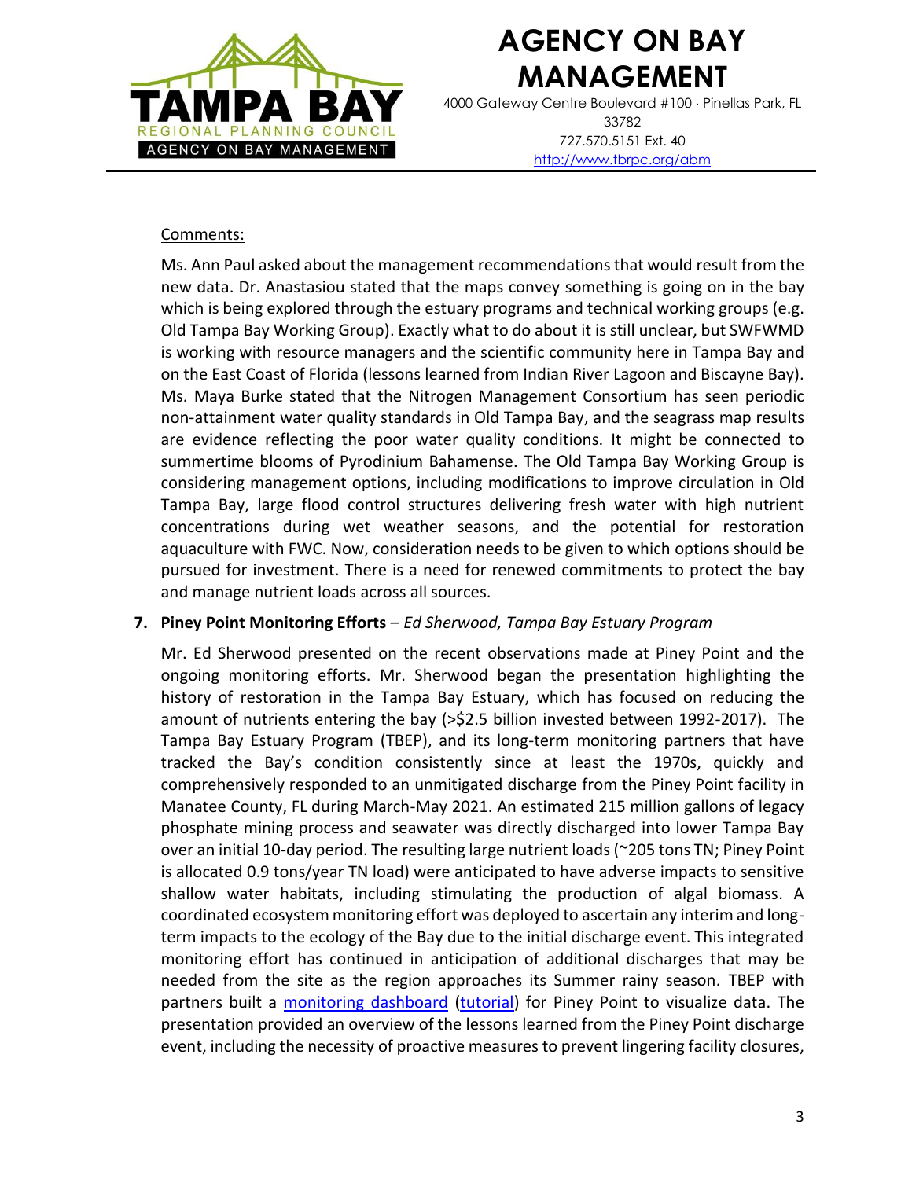Comments:

Ms. Ann Paul asked about the management recommendations that would result from the new data. Dr. Anastasiou stated that the maps convey something is going on in the bay which is being explored through the estuary programs and technical working groups (e.g. Old Tampa Bay Working Group). Exactly what to do about it is still unclear, but SWFWMD is working with resource managers and the scientific community here in Tampa Bay and on the East Coast of Florida (lessons learned from Indian River Lagoon and Biscayne Bay). Ms. Maya Burke stated that the Nitrogen Management Consortium has seen periodic non-attainment water quality standards in Old Tampa Bay, and the seagrass map results are evidence reflecting the poor water quality conditions. It might be connected to summertime blooms of Pyrodinium Bahamense. The Old Tampa Bay Working Group is considering management options, including modifications to improve circulation in Old Tampa Bay, large flood control structures delivering fresh water with high nutrient concentrations during wet weather seasons, and the potential for restoration aquaculture with FWC. Now, consideration needs to be given to which options should be pursued for investment. There is a need for renewed commitments to protect the bay and manage nutrient loads across all sources.

7. **Piney Point Monitoring Efforts** – *Ed Sherwood, Tampa Bay Estuary Program*

   Mr. Ed Sherwood presented on the recent observations made at Piney Point and the ongoing monitoring efforts. Mr. Sherwood began the presentation highlighting the history of restoration in the Tampa Bay Estuary, which has focused on reducing the amount of nutrients entering the bay (>$2.5 billion invested between 1992-2017). The Tampa Bay Estuary Program (TBEP), and its long-term monitoring partners that have tracked the Bay's condition consistently since at least the 1970s, quickly and comprehensively responded to an unmitigated discharge from the Piney Point facility in Manatee County, FL during March-May 2021. An estimated 215 million gallons of legacy phosphate mining process and seawater was directly discharged into lower Tampa Bay over an initial 10-day period. The resulting large nutrient loads (~205 tons TN; Piney Point is allocated 0.9 tons/year TN load) were anticipated to have adverse impacts to sensitive shallow water habitats, including stimulating the production of algal biomass. A coordinated ecosystem monitoring effort was deployed to ascertain any interim and long-term impacts to the ecology of the Bay due to the initial discharge event. This integrated monitoring effort has continued in anticipation of additional discharges that may be needed from the site as the region approaches its Summer rainy season. TBEP with partners built a monitoring dashboard (tutorial) for Piney Point to visualize data. The presentation provided an overview of the lessons learned from the Piney Point discharge event, including the necessity of proactive measures to prevent lingering facility closures,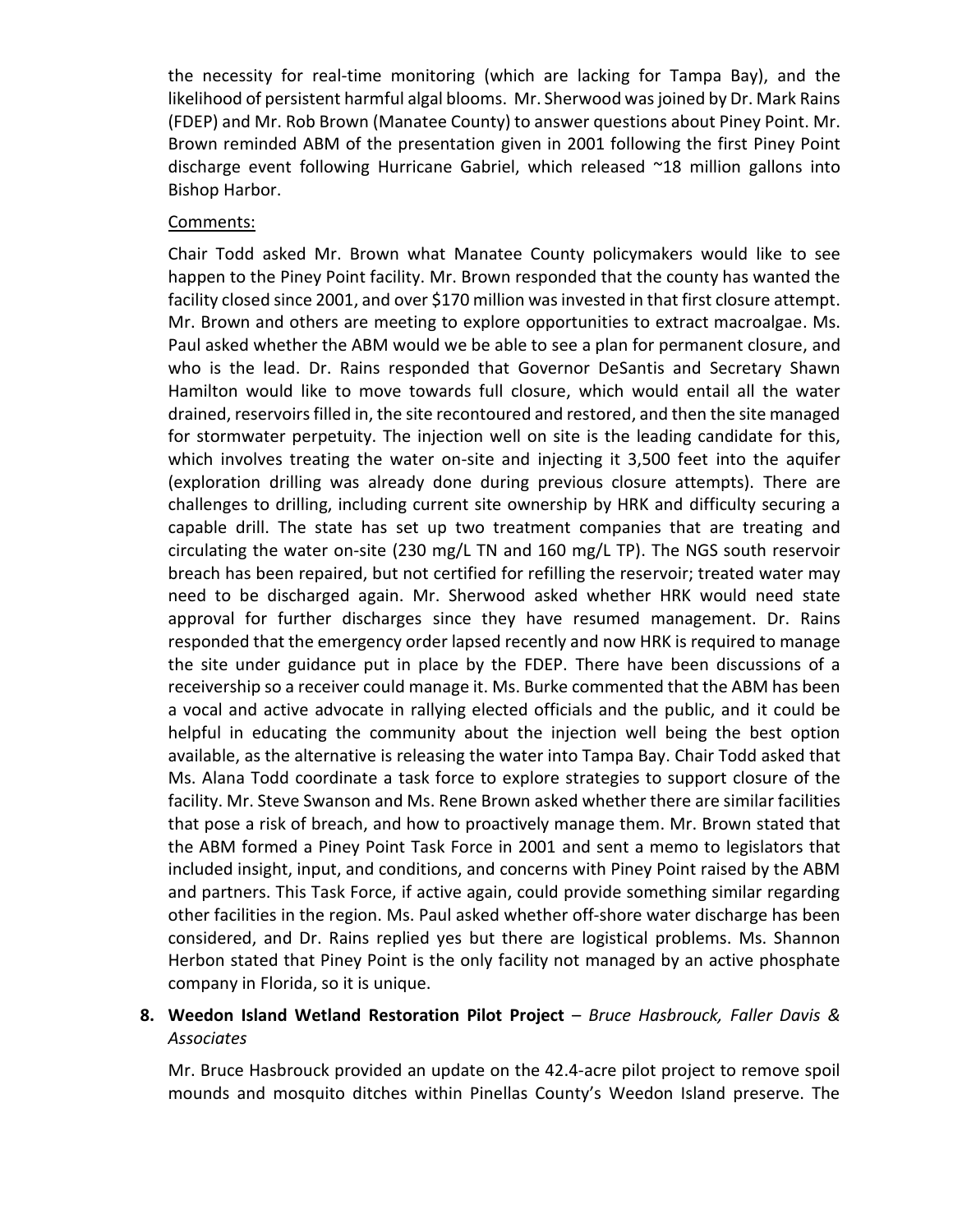the necessity for real-time monitoring (which are lacking for Tampa Bay), and the likelihood of persistent harmful algal blooms. Mr. Sherwood was joined by Dr. Mark Rains (FDEP) and Mr. Rob Brown (Manatee County) to answer questions about Piney Point. Mr. Brown reminded ABM of the presentation given in 2001 following the first Piney Point discharge event following Hurricane Gabriel, which released ~18 million gallons into Bishop Harbor.

Comments:

Chair Todd asked Mr. Brown what Manatee County policymakers would like to see happen to the Piney Point facility. Mr. Brown responded that the county has wanted the facility closed since 2001, and over $170 million was invested in that first closure attempt. Mr. Brown and others are meeting to explore opportunities to extract macroalgae. Ms. Paul asked whether the ABM would we be able to see a plan for permanent closure, and who is the lead. Dr. Rains responded that Governor DeSantis and Secretary Shawn Hamilton would like to move towards full closure, which would entail all the water drained, reservoirs filled in, the site recontoured and restored, and then the site managed for stormwater perpetuity. The injection well on site is the leading candidate for this, which involves treating the water on-site and injecting it 3,500 feet into the aquifer (exploration drilling was already done during previous closure attempts). There are challenges to drilling, including current site ownership by HRK and difficulty securing a capable drill. The state has set up two treatment companies that are treating and circulating the water on-site (230 mg/L TN and 160 mg/L TP). The NGS south reservoir breach has been repaired, but not certified for refilling the reservoir; treated water may need to be discharged again. Mr. Sherwood asked whether HRK would need state approval for further discharges since they have resumed management. Dr. Rains responded that the emergency order lapsed recently and now HRK is required to manage the site under guidance put in place by the FDEP. There have been discussions of a receivership so a receiver could manage it. Ms. Burke commented that the ABM has been a vocal and active advocate in rallying elected officials and the public, and it could be helpful in educating the community about the injection well being the best option available, as the alternative is releasing the water into Tampa Bay. Chair Todd asked that Ms. Alana Todd coordinate a task force to explore strategies to support closure of the facility. Mr. Steve Swanson and Ms. Rene Brown asked whether there are similar facilities that pose a risk of breach, and how to proactively manage them. Mr. Brown stated that the ABM formed a Piney Point Task Force in 2001 and sent a memo to legislators that included insight, input, and conditions, and concerns with Piney Point raised by the ABM and partners. This Task Force, if active again, could provide something similar regarding other facilities in the region. Ms. Paul asked whether off-shore water discharge has been considered, and Dr. Rains replied yes but there are logistical problems. Ms. Shannon Herbon stated that Piney Point is the only facility not managed by an active phosphate company in Florida, so it is unique.

8. **Weedon Island Wetland Restoration Pilot Project** – *Bruce Hasbrouck, Faller Davis & Associates*

   Mr. Bruce Hasbrouck provided an update on the 42.4-acre pilot project to remove spoil mounds and mosquito ditches within Pinellas County's Weedon Island preserve. The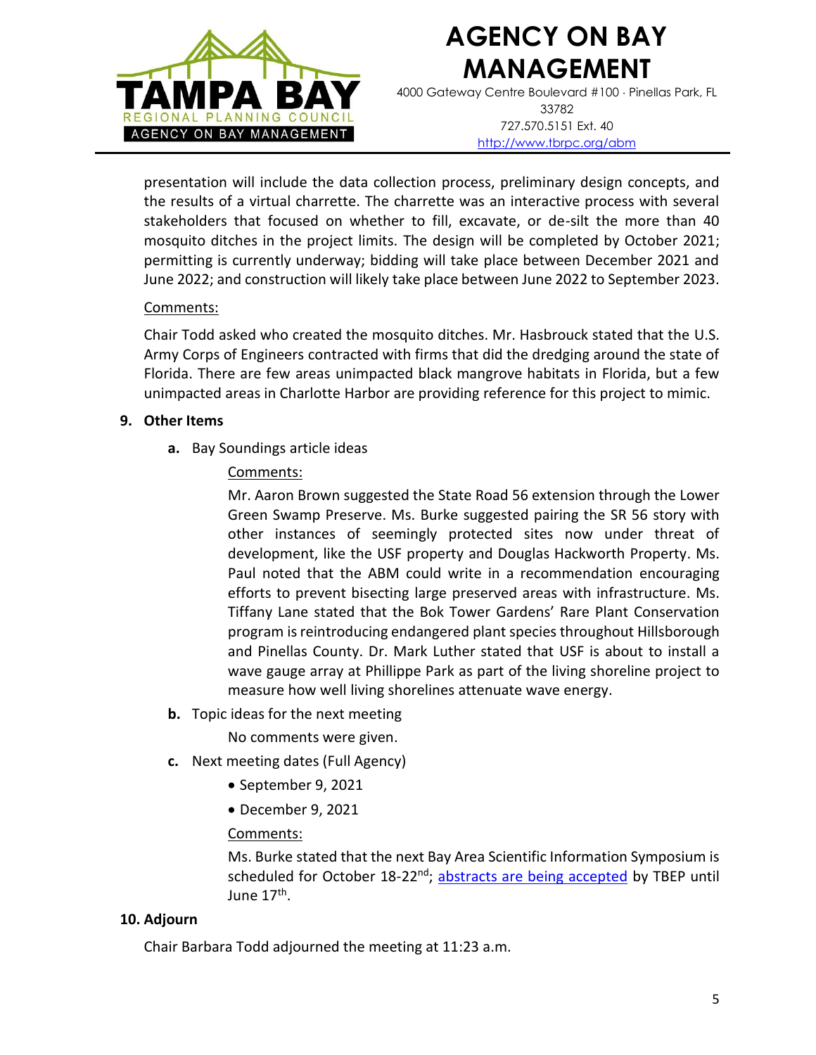presentation will include the data collection process, preliminary design concepts, and the results of a virtual charrette. The charrette was an interactive process with several stakeholders that focused on whether to fill, excavate, or de-silt the more than 40 mosquito ditches in the project limits. The design will be completed by October 2021; permitting is currently underway; bidding will take place between December 2021 and June 2022; and construction will likely take place between June 2022 to September 2023.

Comments:

Chair Todd asked who created the mosquito ditches. Mr. Hasbrouck stated that the U.S. Army Corps of Engineers contracted with firms that did the dredging around the state of Florida. There are few areas unimpacted black mangrove habitats in Florida, but a few unimpacted areas in Charlotte Harbor are providing reference for this project to mimic.

**9. Other Items**

**a.** Bay Soundings article ideas

Comments:

Mr. Aaron Brown suggested the State Road 56 extension through the Lower Green Swamp Preserve. Ms. Burke suggested pairing the SR 56 story with other instances of seemingly protected sites now under threat of development, like the USF property and Douglas Hackworth Property. Ms. Paul noted that the ABM could write in a recommendation encouraging efforts to prevent bisecting large preserved areas with infrastructure. Ms. Tiffany Lane stated that the Bok Tower Gardens' Rare Plant Conservation program is reintroducing endangered plant species throughout Hillsborough and Pinellas County. Dr. Mark Luther stated that USF is about to install a wave gauge array at Phillippe Park as part of the living shoreline project to measure how well living shorelines attenuate wave energy.

**b.** Topic ideas for the next meeting

No comments were given.

**c.** Next meeting dates (Full Agency)

- September 9, 2021
- December 9, 2021

Comments:

Ms. Burke stated that the next Bay Area Scientific Information Symposium is scheduled for October 18-22nd; abstracts are being accepted by TBEP until June 17th.

**10. Adjourn**

Chair Barbara Todd adjourned the meeting at 11:23 a.m.